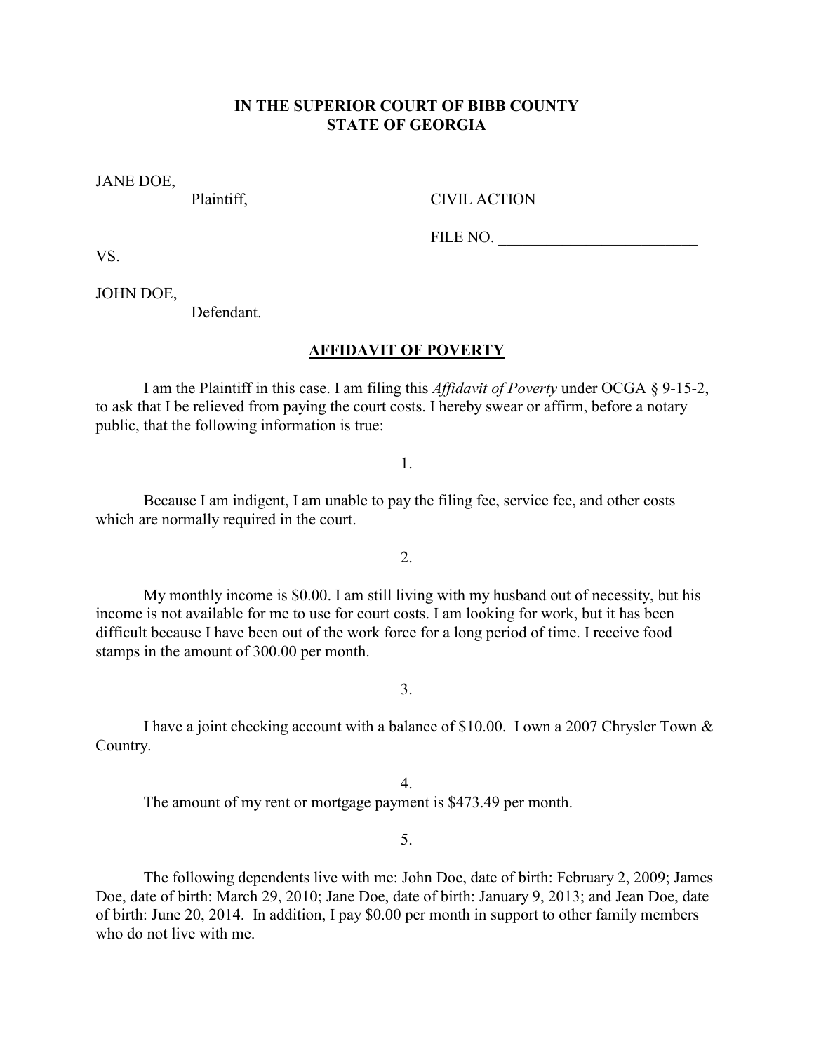**IN THE SUPERIOR COURT OF BIBB COUNTY**
**STATE OF GEORGIA**

JANE DOE,
Plaintiff,

CIVIL ACTION

FILE NO. ________________________

VS.

JOHN DOE,
Defendant.

**<u>AFFIDAVIT OF POVERTY</u>**

I am the Plaintiff in this case. I am filing this *Affidavit of Poverty* under OCGA § 9-15-2, to ask that I be relieved from paying the court costs. I hereby swear or affirm, before a notary public, that the following information is true:

1.

Because I am indigent, I am unable to pay the filing fee, service fee, and other costs which are normally required in the court.

2.

My monthly income is $0.00. I am still living with my husband out of necessity, but his income is not available for me to use for court costs. I am looking for work, but it has been difficult because I have been out of the work force for a long period of time. I receive food stamps in the amount of 300.00 per month.

3.

I have a joint checking account with a balance of $10.00. I own a 2007 Chrysler Town & Country.

4.

The amount of my rent or mortgage payment is $473.49 per month.

5.

The following dependents live with me: John Doe, date of birth: February 2, 2009; James Doe, date of birth: March 29, 2010; Jane Doe, date of birth: January 9, 2013; and Jean Doe, date of birth: June 20, 2014. In addition, I pay $0.00 per month in support to other family members who do not live with me.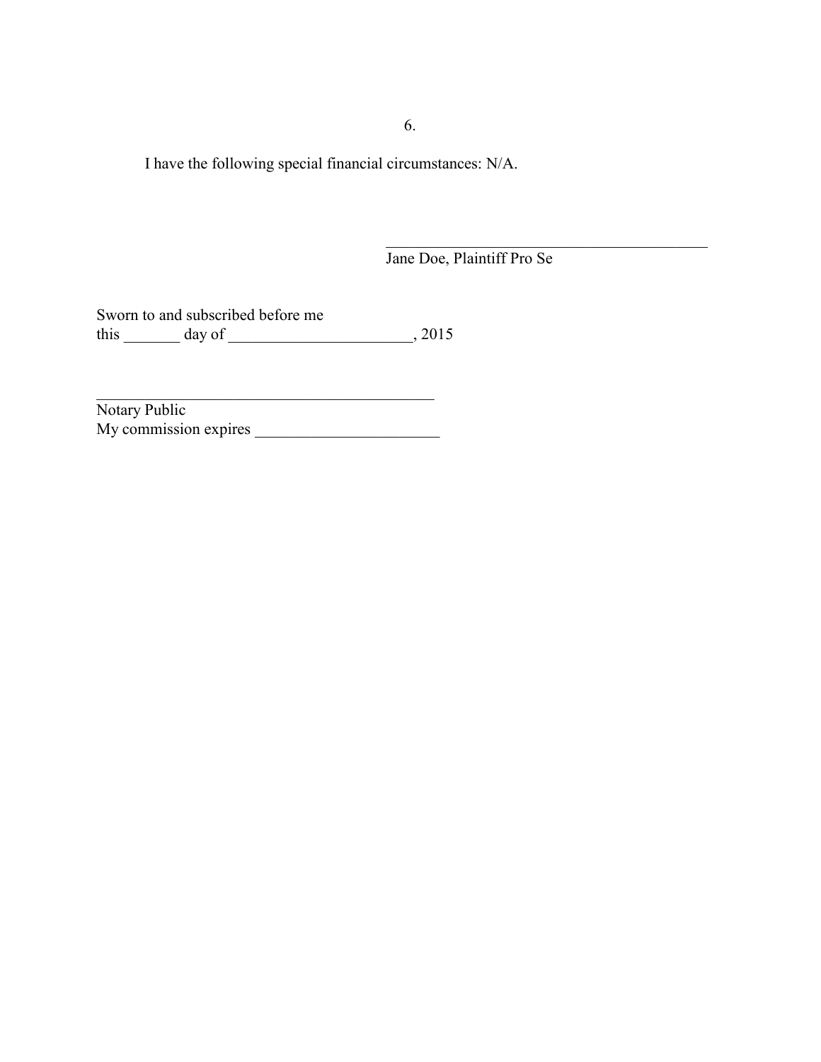6.

I have the following special financial circumstances: N/A.

\_\_\_\_\_\_\_\_\_\_\_\_\_\_\_\_\_\_\_\_\_\_\_\_\_\_\_\_\_\_\_\_\_\_\_\_\_\_\_\_
Jane Doe, Plaintiff Pro Se

Sworn to and subscribed before me
this _______ day of _______________________, 2015

\_\_\_\_\_\_\_\_\_\_\_\_\_\_\_\_\_\_\_\_\_\_\_\_\_\_\_\_\_\_\_\_\_\_\_\_\_\_\_\_\_\_\_
Notary Public
My commission expires _______________________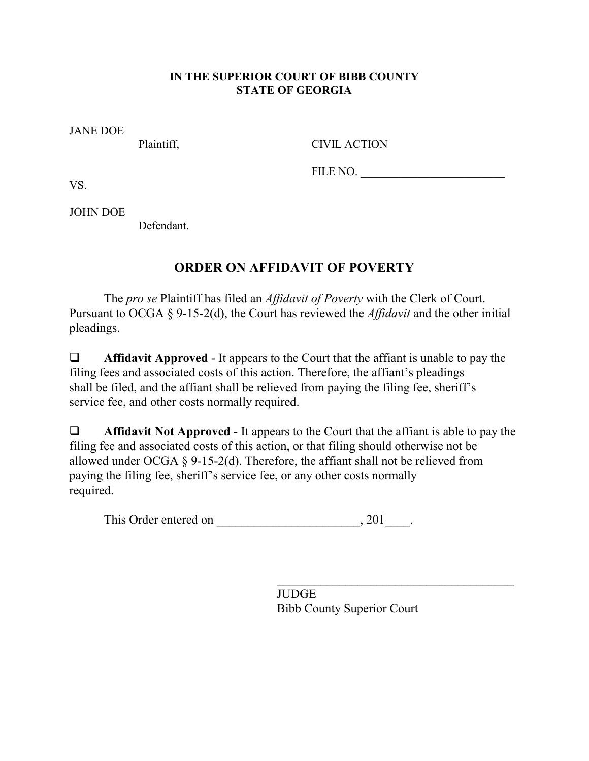**IN THE SUPERIOR COURT OF BIBB COUNTY**
**STATE OF GEORGIA**

JANE DOE
Plaintiff,

CIVIL ACTION

FILE NO. ________________________

VS.

JOHN DOE
Defendant.

## ORDER ON AFFIDAVIT OF POVERTY

The *pro se* Plaintiff has filed an *Affidavit of Poverty* with the Clerk of Court. Pursuant to OCGA § 9-15-2(d), the Court has reviewed the *Affidavit* and the other initial pleadings.

☐ **Affidavit Approved** - It appears to the Court that the affiant is unable to pay the filing fees and associated costs of this action. Therefore, the affiant's pleadings shall be filed, and the affiant shall be relieved from paying the filing fee, sheriff's service fee, and other costs normally required.

☐ **Affidavit Not Approved** - It appears to the Court that the affiant is able to pay the filing fee and associated costs of this action, or that filing should otherwise not be allowed under OCGA § 9-15-2(d). Therefore, the affiant shall not be relieved from paying the filing fee, sheriff's service fee, or any other costs normally required.

This Order entered on ______________________, 201____.

_______________________________________
JUDGE
Bibb County Superior Court